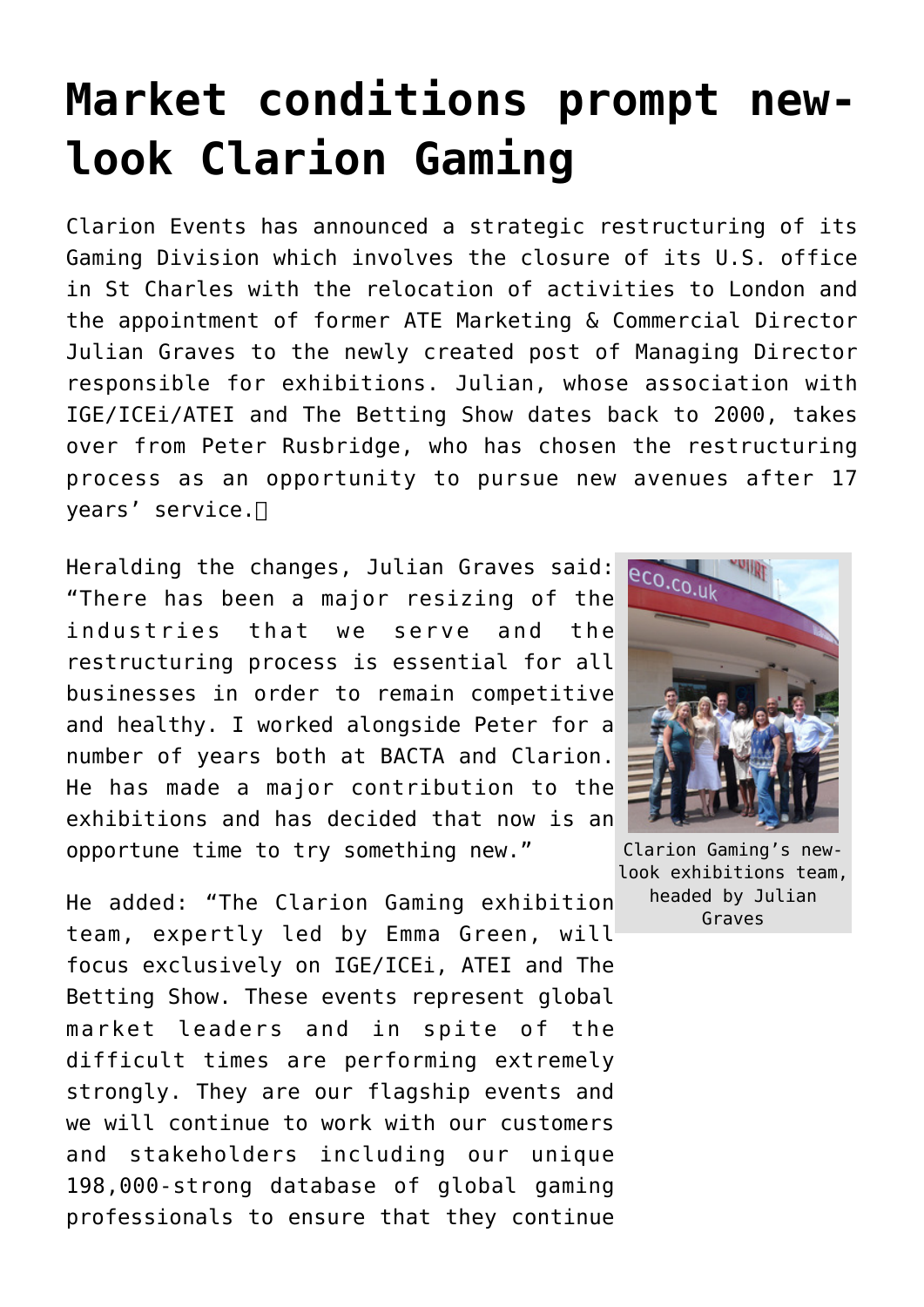# Market conditions prompt new-look Clarion Gaming

Clarion Events has announced a strategic restructuring of its Gaming Division which involves the closure of its U.S. office in St Charles with the relocation of activities to London and the appointment of former ATE Marketing & Commercial Director Julian Graves to the newly created post of Managing Director responsible for exhibitions. Julian, whose association with IGE/ICEi/ATEI and The Betting Show dates back to 2000, takes over from Peter Rusbridge, who has chosen the restructuring process as an opportunity to pursue new avenues after 17 years' service.

Heralding the changes, Julian Graves said: "There has been a major resizing of the industries that we serve and the restructuring process is essential for all businesses in order to remain competitive and healthy. I worked alongside Peter for a number of years both at BACTA and Clarion. He has made a major contribution to the exhibitions and has decided that now is an opportune time to try something new."

Clarion Gaming's new-look exhibitions team, headed by Julian Graves

He added: "The Clarion Gaming exhibition team, expertly led by Emma Green, will focus exclusively on IGE/ICEi, ATEI and The Betting Show. These events represent global market leaders and in spite of the difficult times are performing extremely strongly. They are our flagship events and we will continue to work with our customers and stakeholders including our unique 198,000-strong database of global gaming professionals to ensure that they continue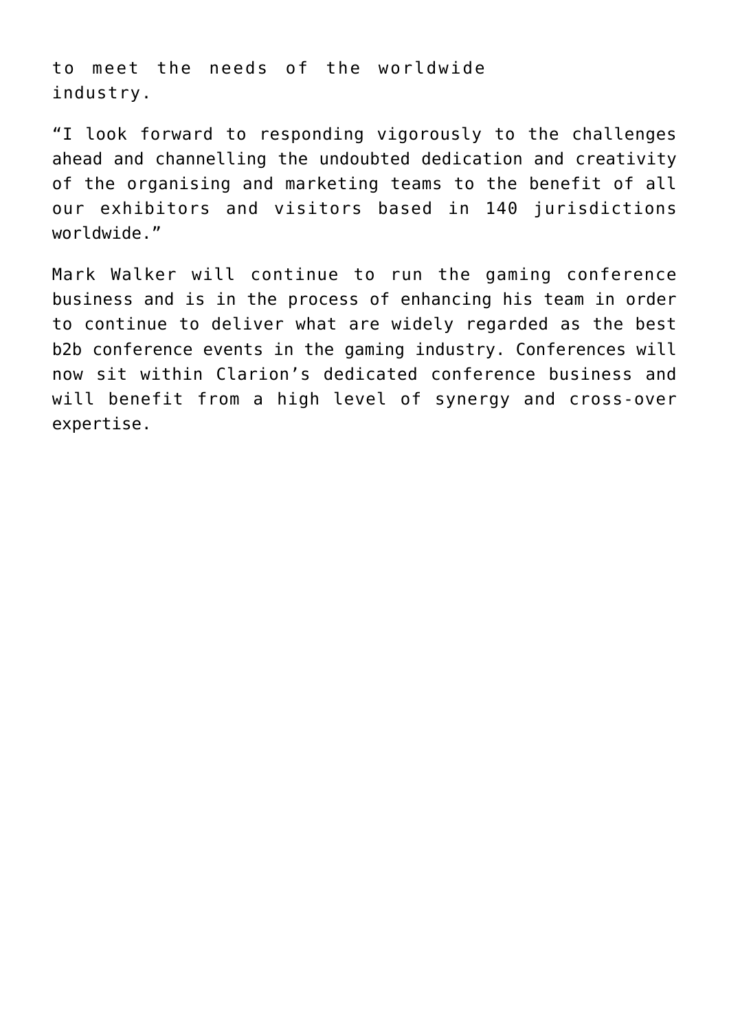to meet the needs of the worldwide industry.

“I look forward to responding vigorously to the challenges ahead and channelling the undoubted dedication and creativity of the organising and marketing teams to the benefit of all our exhibitors and visitors based in 140 jurisdictions worldwide.”

Mark Walker will continue to run the gaming conference business and is in the process of enhancing his team in order to continue to deliver what are widely regarded as the best b2b conference events in the gaming industry. Conferences will now sit within Clarion’s dedicated conference business and will benefit from a high level of synergy and cross-over expertise.